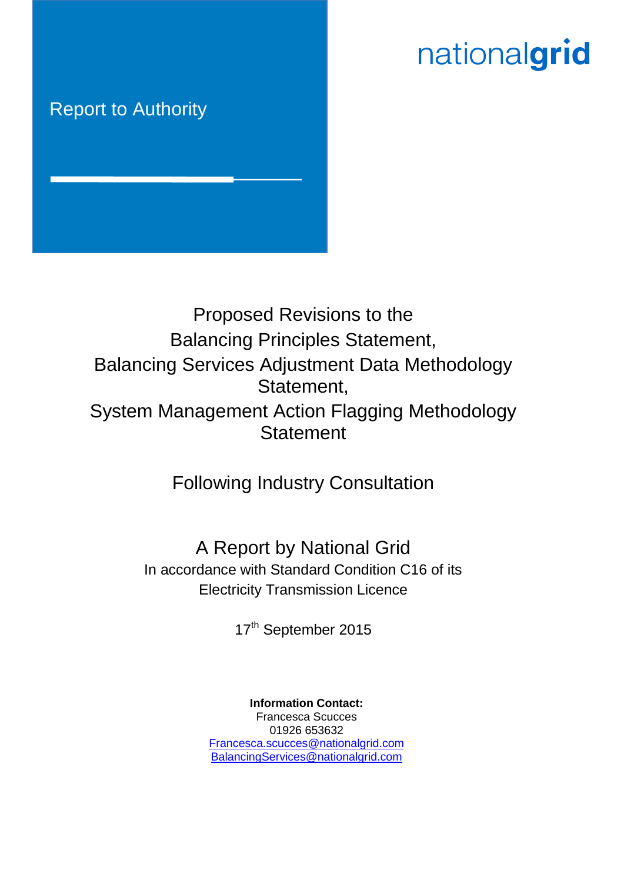Report to Authority

nationalgrid

# Proposed Revisions to the Balancing Principles Statement, Balancing Services Adjustment Data Methodology Statement, System Management Action Flagging Methodology Statement

## Following Industry Consultation

## A Report by National Grid

In accordance with Standard Condition C16 of its Electricity Transmission Licence

17th September 2015

**Information Contact:**
Francesca Scucces
01926 653632
Francesca.scucces@nationalgrid.com
BalancingServices@nationalgrid.com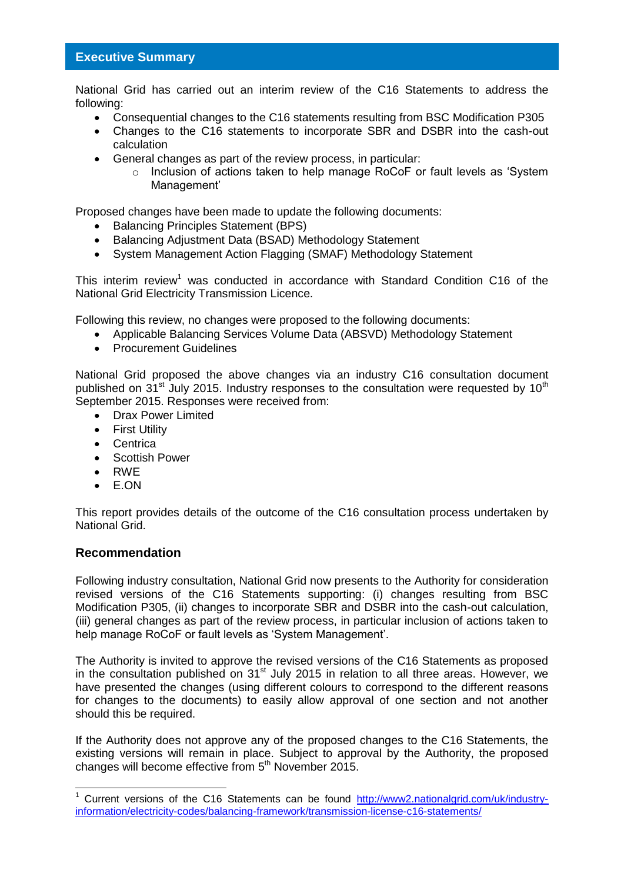## Executive Summary

National Grid has carried out an interim review of the C16 Statements to address the following:

- Consequential changes to the C16 statements resulting from BSC Modification P305
- Changes to the C16 statements to incorporate SBR and DSBR into the cash-out calculation
- General changes as part of the review process, in particular:
  - Inclusion of actions taken to help manage RoCoF or fault levels as 'System Management'

Proposed changes have been made to update the following documents:

- Balancing Principles Statement (BPS)
- Balancing Adjustment Data (BSAD) Methodology Statement
- System Management Action Flagging (SMAF) Methodology Statement

This interim review[1] was conducted in accordance with Standard Condition C16 of the National Grid Electricity Transmission Licence.

Following this review, no changes were proposed to the following documents:

- Applicable Balancing Services Volume Data (ABSVD) Methodology Statement
- Procurement Guidelines

National Grid proposed the above changes via an industry C16 consultation document published on 31st July 2015. Industry responses to the consultation were requested by 10th September 2015. Responses were received from:

- Drax Power Limited
- First Utility
- Centrica
- Scottish Power
- RWE
- E.ON

This report provides details of the outcome of the C16 consultation process undertaken by National Grid.

### Recommendation

Following industry consultation, National Grid now presents to the Authority for consideration revised versions of the C16 Statements supporting: (i) changes resulting from BSC Modification P305, (ii) changes to incorporate SBR and DSBR into the cash-out calculation, (iii) general changes as part of the review process, in particular inclusion of actions taken to help manage RoCoF or fault levels as 'System Management'.

The Authority is invited to approve the revised versions of the C16 Statements as proposed in the consultation published on 31st July 2015 in relation to all three areas. However, we have presented the changes (using different colours to correspond to the different reasons for changes to the documents) to easily allow approval of one section and not another should this be required.

If the Authority does not approve any of the proposed changes to the C16 Statements, the existing versions will remain in place. Subject to approval by the Authority, the proposed changes will become effective from 5th November 2015.

---

[1] Current versions of the C16 Statements can be found http://www2.nationalgrid.com/uk/industry-information/electricity-codes/balancing-framework/transmission-license-c16-statements/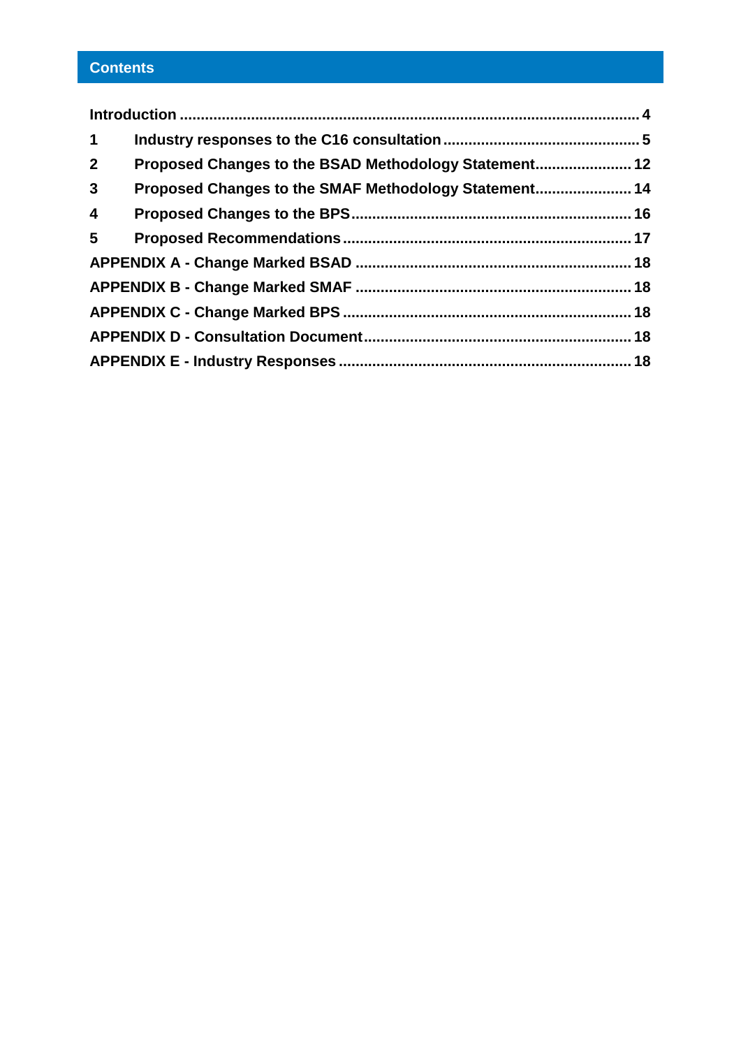## Contents

Introduction ............................................................................................................. 4

1 Industry responses to the C16 consultation ............................................... 5

2 Proposed Changes to the BSAD Methodology Statement....................... 12

3 Proposed Changes to the SMAF Methodology Statement....................... 14

4 Proposed Changes to the BPS.................................................................. 16

5 Proposed Recommendations .................................................................... 17

APPENDIX A - Change Marked BSAD ................................................................. 18

APPENDIX B - Change Marked SMAF ................................................................. 18

APPENDIX C - Change Marked BPS .................................................................... 18

APPENDIX D - Consultation Document............................................................... 18

APPENDIX E - Industry Responses ..................................................................... 18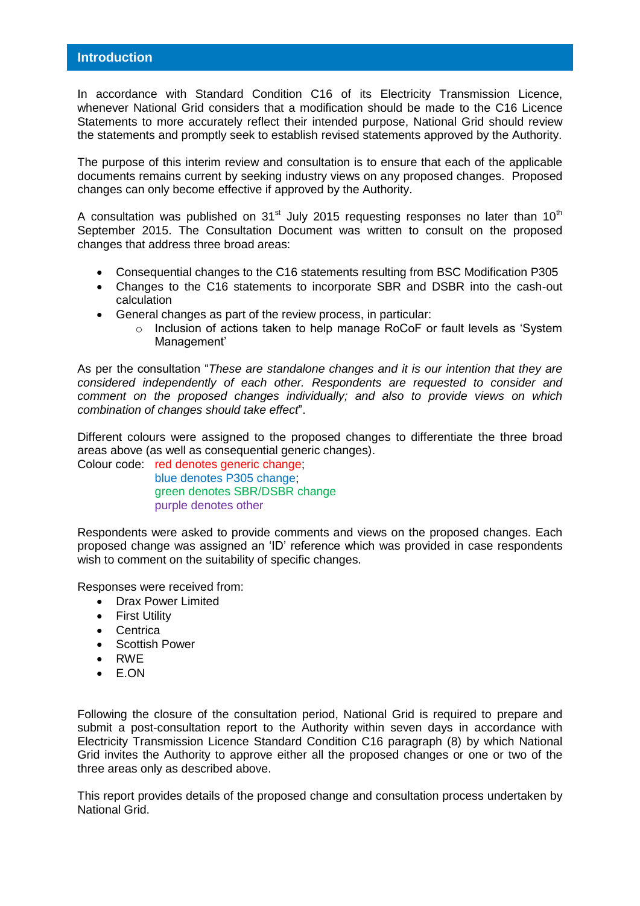## Introduction

In accordance with Standard Condition C16 of its Electricity Transmission Licence, whenever National Grid considers that a modification should be made to the C16 Licence Statements to more accurately reflect their intended purpose, National Grid should review the statements and promptly seek to establish revised statements approved by the Authority.

The purpose of this interim review and consultation is to ensure that each of the applicable documents remains current by seeking industry views on any proposed changes. Proposed changes can only become effective if approved by the Authority.

A consultation was published on 31st July 2015 requesting responses no later than 10th September 2015. The Consultation Document was written to consult on the proposed changes that address three broad areas:

- Consequential changes to the C16 statements resulting from BSC Modification P305
- Changes to the C16 statements to incorporate SBR and DSBR into the cash-out calculation
- General changes as part of the review process, in particular:
  - Inclusion of actions taken to help manage RoCoF or fault levels as 'System Management'

As per the consultation "*These are standalone changes and it is our intention that they are considered independently of each other. Respondents are requested to consider and comment on the proposed changes individually; and also to provide views on which combination of changes should take effect*".

Different colours were assigned to the proposed changes to differentiate the three broad areas above (as well as consequential generic changes).

Colour code: red denotes generic change;
blue denotes P305 change;
green denotes SBR/DSBR change
purple denotes other

Respondents were asked to provide comments and views on the proposed changes. Each proposed change was assigned an 'ID' reference which was provided in case respondents wish to comment on the suitability of specific changes.

Responses were received from:

- Drax Power Limited
- First Utility
- Centrica
- Scottish Power
- RWE
- E.ON

Following the closure of the consultation period, National Grid is required to prepare and submit a post-consultation report to the Authority within seven days in accordance with Electricity Transmission Licence Standard Condition C16 paragraph (8) by which National Grid invites the Authority to approve either all the proposed changes or one or two of the three areas only as described above.

This report provides details of the proposed change and consultation process undertaken by National Grid.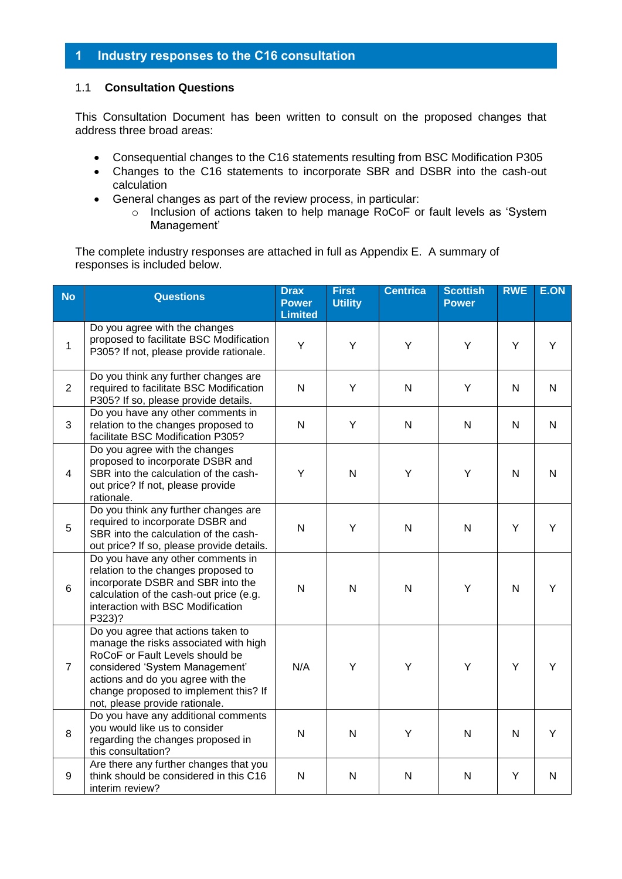# 1 Industry responses to the C16 consultation

## 1.1 Consultation Questions

This Consultation Document has been written to consult on the proposed changes that address three broad areas:

- Consequential changes to the C16 statements resulting from BSC Modification P305
- Changes to the C16 statements to incorporate SBR and DSBR into the cash-out calculation
- General changes as part of the review process, in particular:
  - Inclusion of actions taken to help manage RoCoF or fault levels as 'System Management'

The complete industry responses are attached in full as Appendix E. A summary of responses is included below.

| No | Questions | Drax Power Limited | First Utility | Centrica | Scottish Power | RWE | E.ON |
|---|---|---|---|---|---|---|---|
| 1 | Do you agree with the changes proposed to facilitate BSC Modification P305? If not, please provide rationale. | Y | Y | Y | Y | Y | Y |
| 2 | Do you think any further changes are required to facilitate BSC Modification P305? If so, please provide details. | N | Y | N | Y | N | N |
| 3 | Do you have any other comments in relation to the changes proposed to facilitate BSC Modification P305? | N | Y | N | N | N | N |
| 4 | Do you agree with the changes proposed to incorporate DSBR and SBR into the calculation of the cash-out price? If not, please provide rationale. | Y | N | Y | Y | N | N |
| 5 | Do you think any further changes are required to incorporate DSBR and SBR into the calculation of the cash-out price? If so, please provide details. | N | Y | N | N | Y | Y |
| 6 | Do you have any other comments in relation to the changes proposed to incorporate DSBR and SBR into the calculation of the cash-out price (e.g. interaction with BSC Modification P323)? | N | N | N | Y | N | Y |
| 7 | Do you agree that actions taken to manage the risks associated with high RoCoF or Fault Levels should be considered 'System Management' actions and do you agree with the change proposed to implement this? If not, please provide rationale. | N/A | Y | Y | Y | Y | Y |
| 8 | Do you have any additional comments you would like us to consider regarding the changes proposed in this consultation? | N | N | Y | N | N | Y |
| 9 | Are there any further changes that you think should be considered in this C16 interim review? | N | N | N | N | Y | N |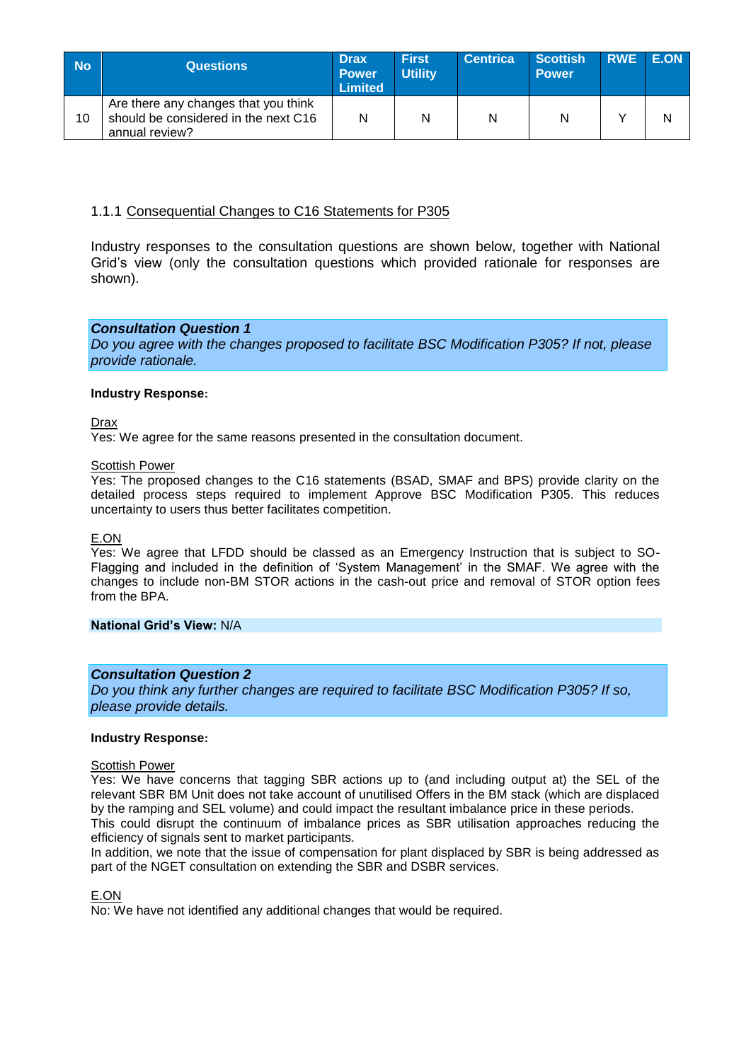| No | Questions | Drax Power Limited | First Utility | Centrica | Scottish Power | RWE | E.ON |
|---|---|---|---|---|---|---|---|
| 10 | Are there any changes that you think should be considered in the next C16 annual review? | N | N | N | N | Y | N |

### 1.1.1 Consequential Changes to C16 Statements for P305

Industry responses to the consultation questions are shown below, together with National Grid's view (only the consultation questions which provided rationale for responses are shown).

***Consultation Question 1***
*Do you agree with the changes proposed to facilitate BSC Modification P305? If not, please provide rationale.*

**Industry Response:**

Drax
Yes: We agree for the same reasons presented in the consultation document.

Scottish Power
Yes: The proposed changes to the C16 statements (BSAD, SMAF and BPS) provide clarity on the detailed process steps required to implement Approve BSC Modification P305. This reduces uncertainty to users thus better facilitates competition.

E.ON
Yes: We agree that LFDD should be classed as an Emergency Instruction that is subject to SO-Flagging and included in the definition of 'System Management' in the SMAF. We agree with the changes to include non-BM STOR actions in the cash-out price and removal of STOR option fees from the BPA.

**National Grid's View:** N/A

***Consultation Question 2***
*Do you think any further changes are required to facilitate BSC Modification P305? If so, please provide details.*

**Industry Response:**

Scottish Power
Yes: We have concerns that tagging SBR actions up to (and including output at) the SEL of the relevant SBR BM Unit does not take account of unutilised Offers in the BM stack (which are displaced by the ramping and SEL volume) and could impact the resultant imbalance price in these periods.
This could disrupt the continuum of imbalance prices as SBR utilisation approaches reducing the efficiency of signals sent to market participants.
In addition, we note that the issue of compensation for plant displaced by SBR is being addressed as part of the NGET consultation on extending the SBR and DSBR services.

E.ON
No: We have not identified any additional changes that would be required.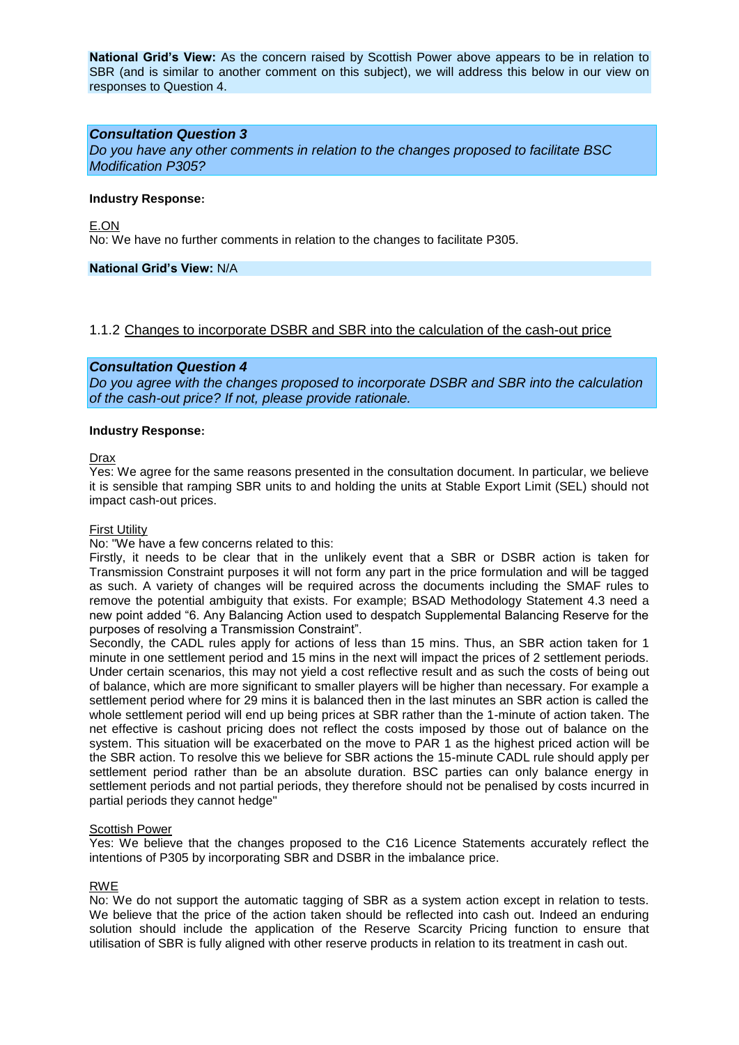**National Grid's View:** As the concern raised by Scottish Power above appears to be in relation to SBR (and is similar to another comment on this subject), we will address this below in our view on responses to Question 4.

***Consultation Question 3***
*Do you have any other comments in relation to the changes proposed to facilitate BSC Modification P305?*

**Industry Response:**

E.ON
No: We have no further comments in relation to the changes to facilitate P305.

**National Grid's View:** N/A

### 1.1.2 Changes to incorporate DSBR and SBR into the calculation of the cash-out price

***Consultation Question 4***
*Do you agree with the changes proposed to incorporate DSBR and SBR into the calculation of the cash-out price? If not, please provide rationale.*

**Industry Response:**

Drax
Yes: We agree for the same reasons presented in the consultation document. In particular, we believe it is sensible that ramping SBR units to and holding the units at Stable Export Limit (SEL) should not impact cash-out prices.

First Utility
No: "We have a few concerns related to this:
Firstly, it needs to be clear that in the unlikely event that a SBR or DSBR action is taken for Transmission Constraint purposes it will not form any part in the price formulation and will be tagged as such. A variety of changes will be required across the documents including the SMAF rules to remove the potential ambiguity that exists. For example; BSAD Methodology Statement 4.3 need a new point added "6. Any Balancing Action used to despatch Supplemental Balancing Reserve for the purposes of resolving a Transmission Constraint".
Secondly, the CADL rules apply for actions of less than 15 mins. Thus, an SBR action taken for 1 minute in one settlement period and 15 mins in the next will impact the prices of 2 settlement periods. Under certain scenarios, this may not yield a cost reflective result and as such the costs of being out of balance, which are more significant to smaller players will be higher than necessary. For example a settlement period where for 29 mins it is balanced then in the last minutes an SBR action is called the whole settlement period will end up being prices at SBR rather than the 1-minute of action taken. The net effective is cashout pricing does not reflect the costs imposed by those out of balance on the system. This situation will be exacerbated on the move to PAR 1 as the highest priced action will be the SBR action. To resolve this we believe for SBR actions the 15-minute CADL rule should apply per settlement period rather than be an absolute duration. BSC parties can only balance energy in settlement periods and not partial periods, they therefore should not be penalised by costs incurred in partial periods they cannot hedge"

Scottish Power
Yes: We believe that the changes proposed to the C16 Licence Statements accurately reflect the intentions of P305 by incorporating SBR and DSBR in the imbalance price.

RWE
No: We do not support the automatic tagging of SBR as a system action except in relation to tests. We believe that the price of the action taken should be reflected into cash out. Indeed an enduring solution should include the application of the Reserve Scarcity Pricing function to ensure that utilisation of SBR is fully aligned with other reserve products in relation to its treatment in cash out.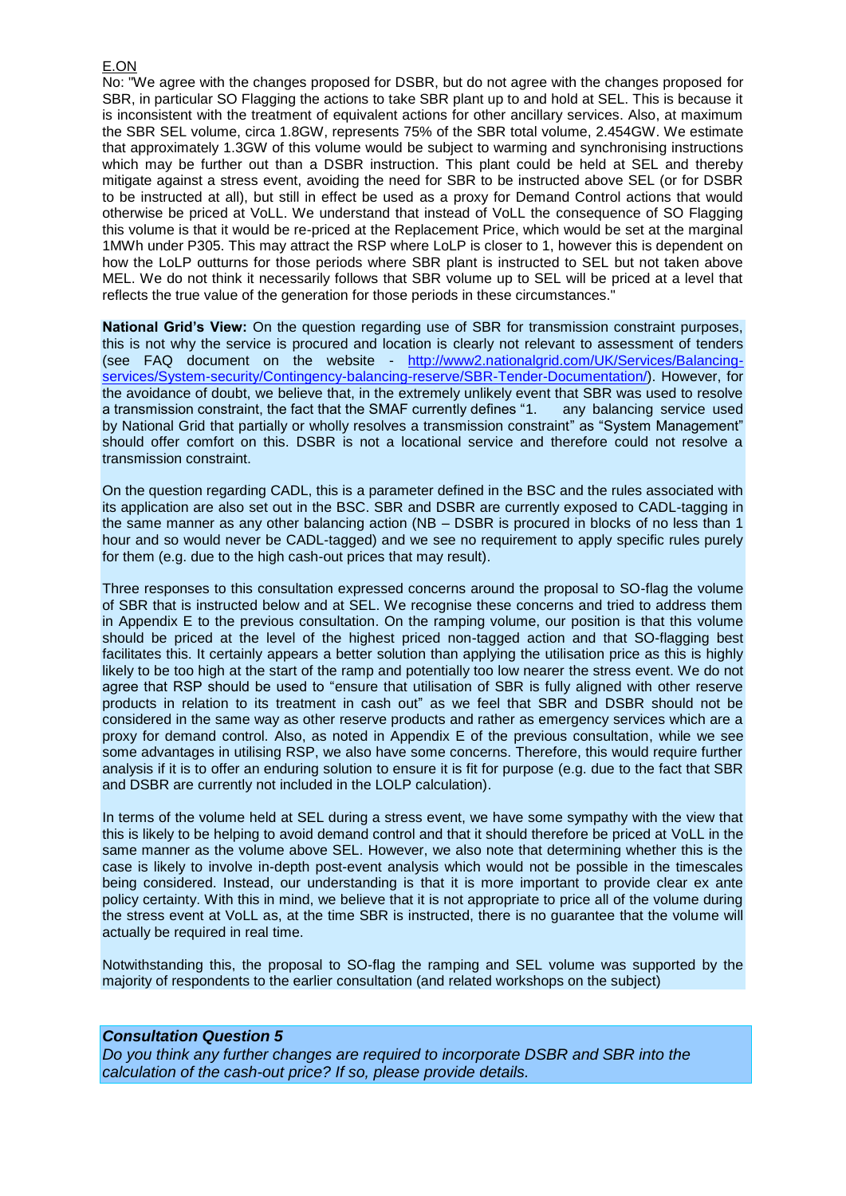E.ON

No: "We agree with the changes proposed for DSBR, but do not agree with the changes proposed for SBR, in particular SO Flagging the actions to take SBR plant up to and hold at SEL. This is because it is inconsistent with the treatment of equivalent actions for other ancillary services. Also, at maximum the SBR SEL volume, circa 1.8GW, represents 75% of the SBR total volume, 2.454GW. We estimate that approximately 1.3GW of this volume would be subject to warming and synchronising instructions which may be further out than a DSBR instruction. This plant could be held at SEL and thereby mitigate against a stress event, avoiding the need for SBR to be instructed above SEL (or for DSBR to be instructed at all), but still in effect be used as a proxy for Demand Control actions that would otherwise be priced at VoLL. We understand that instead of VoLL the consequence of SO Flagging this volume is that it would be re-priced at the Replacement Price, which would be set at the marginal 1MWh under P305. This may attract the RSP where LoLP is closer to 1, however this is dependent on how the LoLP outturns for those periods where SBR plant is instructed to SEL but not taken above MEL. We do not think it necessarily follows that SBR volume up to SEL will be priced at a level that reflects the true value of the generation for those periods in these circumstances."

**National Grid's View:** On the question regarding use of SBR for transmission constraint purposes, this is not why the service is procured and location is clearly not relevant to assessment of tenders (see FAQ document on the website - http://www2.nationalgrid.com/UK/Services/Balancing-services/System-security/Contingency-balancing-reserve/SBR-Tender-Documentation/). However, for the avoidance of doubt, we believe that, in the extremely unlikely event that SBR was used to resolve a transmission constraint, the fact that the SMAF currently defines "1. any balancing service used by National Grid that partially or wholly resolves a transmission constraint" as "System Management" should offer comfort on this. DSBR is not a locational service and therefore could not resolve a transmission constraint.

On the question regarding CADL, this is a parameter defined in the BSC and the rules associated with its application are also set out in the BSC. SBR and DSBR are currently exposed to CADL-tagging in the same manner as any other balancing action (NB – DSBR is procured in blocks of no less than 1 hour and so would never be CADL-tagged) and we see no requirement to apply specific rules purely for them (e.g. due to the high cash-out prices that may result).

Three responses to this consultation expressed concerns around the proposal to SO-flag the volume of SBR that is instructed below and at SEL. We recognise these concerns and tried to address them in Appendix E to the previous consultation. On the ramping volume, our position is that this volume should be priced at the level of the highest priced non-tagged action and that SO-flagging best facilitates this. It certainly appears a better solution than applying the utilisation price as this is highly likely to be too high at the start of the ramp and potentially too low nearer the stress event. We do not agree that RSP should be used to "ensure that utilisation of SBR is fully aligned with other reserve products in relation to its treatment in cash out" as we feel that SBR and DSBR should not be considered in the same way as other reserve products and rather as emergency services which are a proxy for demand control. Also, as noted in Appendix E of the previous consultation, while we see some advantages in utilising RSP, we also have some concerns. Therefore, this would require further analysis if it is to offer an enduring solution to ensure it is fit for purpose (e.g. due to the fact that SBR and DSBR are currently not included in the LOLP calculation).

In terms of the volume held at SEL during a stress event, we have some sympathy with the view that this is likely to be helping to avoid demand control and that it should therefore be priced at VoLL in the same manner as the volume above SEL. However, we also note that determining whether this is the case is likely to involve in-depth post-event analysis which would not be possible in the timescales being considered. Instead, our understanding is that it is more important to provide clear ex ante policy certainty. With this in mind, we believe that it is not appropriate to price all of the volume during the stress event at VoLL as, at the time SBR is instructed, there is no guarantee that the volume will actually be required in real time.

Notwithstanding this, the proposal to SO-flag the ramping and SEL volume was supported by the majority of respondents to the earlier consultation (and related workshops on the subject)

***Consultation Question 5***

*Do you think any further changes are required to incorporate DSBR and SBR into the calculation of the cash-out price? If so, please provide details.*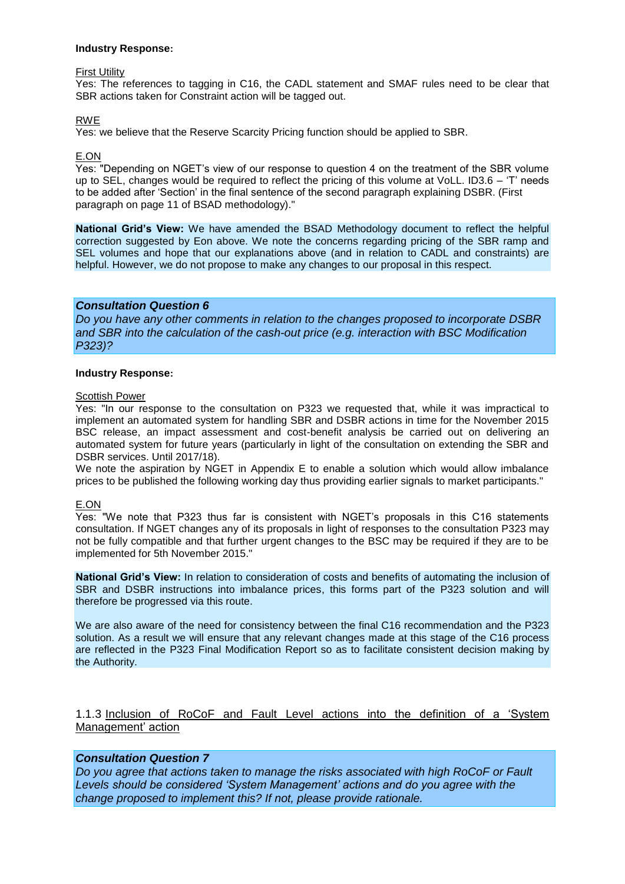**Industry Response:**

First Utility
Yes: The references to tagging in C16, the CADL statement and SMAF rules need to be clear that SBR actions taken for Constraint action will be tagged out.

RWE
Yes: we believe that the Reserve Scarcity Pricing function should be applied to SBR.

E.ON
Yes: "Depending on NGET's view of our response to question 4 on the treatment of the SBR volume up to SEL, changes would be required to reflect the pricing of this volume at VoLL. ID3.6 – 'T' needs to be added after 'Section' in the final sentence of the second paragraph explaining DSBR. (First paragraph on page 11 of BSAD methodology)."

**National Grid's View:** We have amended the BSAD Methodology document to reflect the helpful correction suggested by Eon above. We note the concerns regarding pricing of the SBR ramp and SEL volumes and hope that our explanations above (and in relation to CADL and constraints) are helpful. However, we do not propose to make any changes to our proposal in this respect.

***Consultation Question 6***
*Do you have any other comments in relation to the changes proposed to incorporate DSBR and SBR into the calculation of the cash-out price (e.g. interaction with BSC Modification P323)?*

**Industry Response:**

Scottish Power
Yes: "In our response to the consultation on P323 we requested that, while it was impractical to implement an automated system for handling SBR and DSBR actions in time for the November 2015 BSC release, an impact assessment and cost-benefit analysis be carried out on delivering an automated system for future years (particularly in light of the consultation on extending the SBR and DSBR services. Until 2017/18).
We note the aspiration by NGET in Appendix E to enable a solution which would allow imbalance prices to be published the following working day thus providing earlier signals to market participants."

E.ON
Yes: "We note that P323 thus far is consistent with NGET's proposals in this C16 statements consultation. If NGET changes any of its proposals in light of responses to the consultation P323 may not be fully compatible and that further urgent changes to the BSC may be required if they are to be implemented for 5th November 2015."

**National Grid's View:** In relation to consideration of costs and benefits of automating the inclusion of SBR and DSBR instructions into imbalance prices, this forms part of the P323 solution and will therefore be progressed via this route.

We are also aware of the need for consistency between the final C16 recommendation and the P323 solution. As a result we will ensure that any relevant changes made at this stage of the C16 process are reflected in the P323 Final Modification Report so as to facilitate consistent decision making by the Authority.

### 1.1.3 Inclusion of RoCoF and Fault Level actions into the definition of a 'System Management' action

***Consultation Question 7***
*Do you agree that actions taken to manage the risks associated with high RoCoF or Fault Levels should be considered 'System Management' actions and do you agree with the change proposed to implement this? If not, please provide rationale.*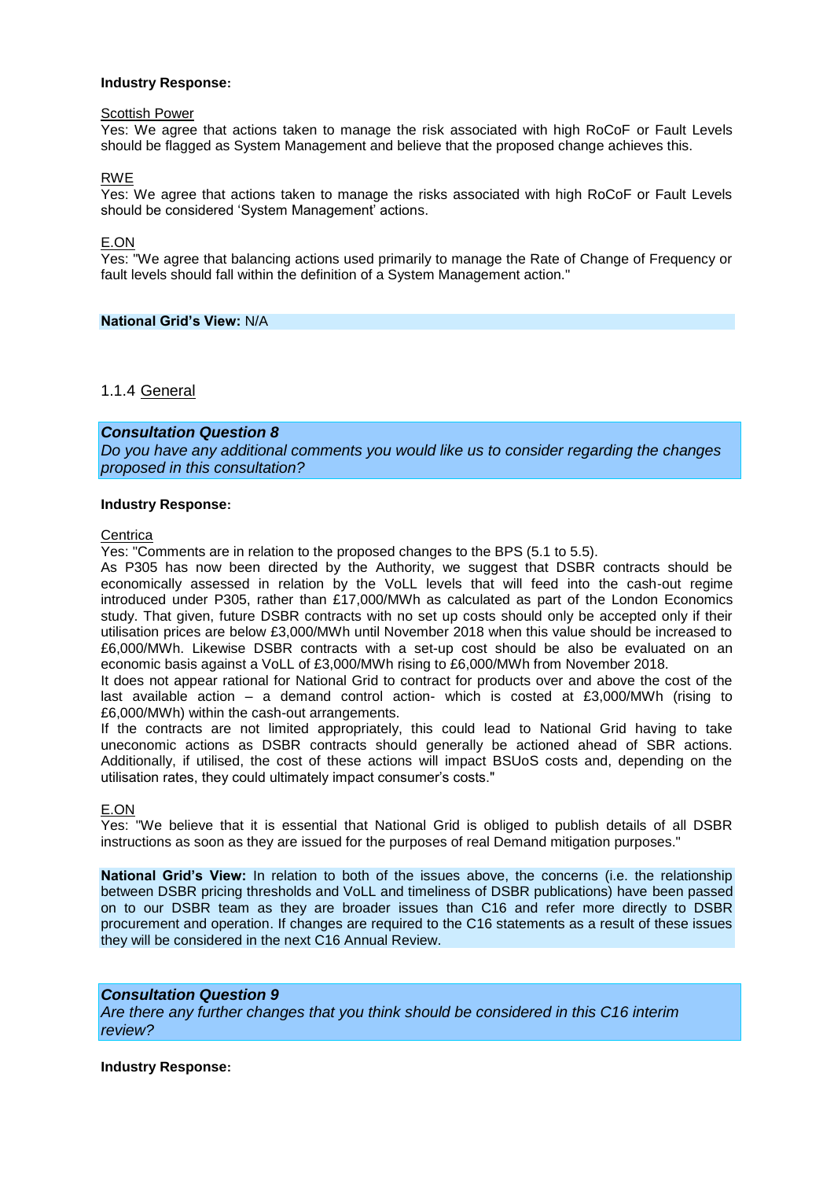**Industry Response:**

Scottish Power
Yes: We agree that actions taken to manage the risk associated with high RoCoF or Fault Levels should be flagged as System Management and believe that the proposed change achieves this.

RWE
Yes: We agree that actions taken to manage the risks associated with high RoCoF or Fault Levels should be considered 'System Management' actions.

E.ON
Yes: "We agree that balancing actions used primarily to manage the Rate of Change of Frequency or fault levels should fall within the definition of a System Management action."

**National Grid's View:** N/A

### 1.1.4 General

***Consultation Question 8***
*Do you have any additional comments you would like us to consider regarding the changes proposed in this consultation?*

**Industry Response:**

Centrica
Yes: "Comments are in relation to the proposed changes to the BPS (5.1 to 5.5).
As P305 has now been directed by the Authority, we suggest that DSBR contracts should be economically assessed in relation by the VoLL levels that will feed into the cash-out regime introduced under P305, rather than £17,000/MWh as calculated as part of the London Economics study. That given, future DSBR contracts with no set up costs should only be accepted only if their utilisation prices are below £3,000/MWh until November 2018 when this value should be increased to £6,000/MWh. Likewise DSBR contracts with a set-up cost should be also be evaluated on an economic basis against a VoLL of £3,000/MWh rising to £6,000/MWh from November 2018.
It does not appear rational for National Grid to contract for products over and above the cost of the last available action – a demand control action- which is costed at £3,000/MWh (rising to £6,000/MWh) within the cash-out arrangements.
If the contracts are not limited appropriately, this could lead to National Grid having to take uneconomic actions as DSBR contracts should generally be actioned ahead of SBR actions. Additionally, if utilised, the cost of these actions will impact BSUoS costs and, depending on the utilisation rates, they could ultimately impact consumer's costs."

E.ON
Yes: "We believe that it is essential that National Grid is obliged to publish details of all DSBR instructions as soon as they are issued for the purposes of real Demand mitigation purposes."

**National Grid's View:** In relation to both of the issues above, the concerns (i.e. the relationship between DSBR pricing thresholds and VoLL and timeliness of DSBR publications) have been passed on to our DSBR team as they are broader issues than C16 and refer more directly to DSBR procurement and operation. If changes are required to the C16 statements as a result of these issues they will be considered in the next C16 Annual Review.

***Consultation Question 9***
*Are there any further changes that you think should be considered in this C16 interim review?*

**Industry Response:**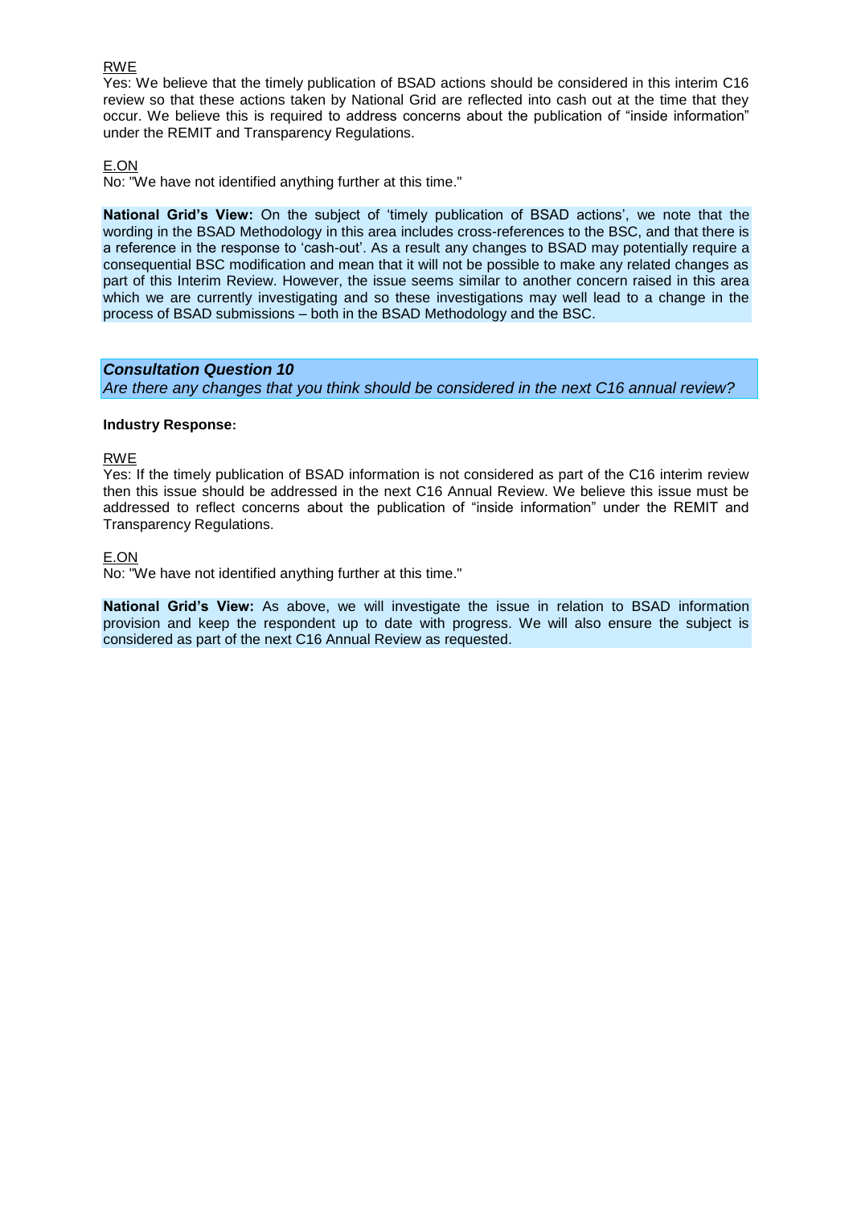<u>RWE</u>

Yes: We believe that the timely publication of BSAD actions should be considered in this interim C16 review so that these actions taken by National Grid are reflected into cash out at the time that they occur. We believe this is required to address concerns about the publication of "inside information" under the REMIT and Transparency Regulations.

<u>E.ON</u>

No: "We have not identified anything further at this time."

**National Grid's View:** On the subject of 'timely publication of BSAD actions', we note that the wording in the BSAD Methodology in this area includes cross-references to the BSC, and that there is a reference in the response to 'cash-out'. As a result any changes to BSAD may potentially require a consequential BSC modification and mean that it will not be possible to make any related changes as part of this Interim Review. However, the issue seems similar to another concern raised in this area which we are currently investigating and so these investigations may well lead to a change in the process of BSAD submissions – both in the BSAD Methodology and the BSC.

***Consultation Question 10***

*Are there any changes that you think should be considered in the next C16 annual review?*

**Industry Response:**

<u>RWE</u>

Yes: If the timely publication of BSAD information is not considered as part of the C16 interim review then this issue should be addressed in the next C16 Annual Review. We believe this issue must be addressed to reflect concerns about the publication of "inside information" under the REMIT and Transparency Regulations.

<u>E.ON</u>

No: "We have not identified anything further at this time."

**National Grid's View:** As above, we will investigate the issue in relation to BSAD information provision and keep the respondent up to date with progress. We will also ensure the subject is considered as part of the next C16 Annual Review as requested.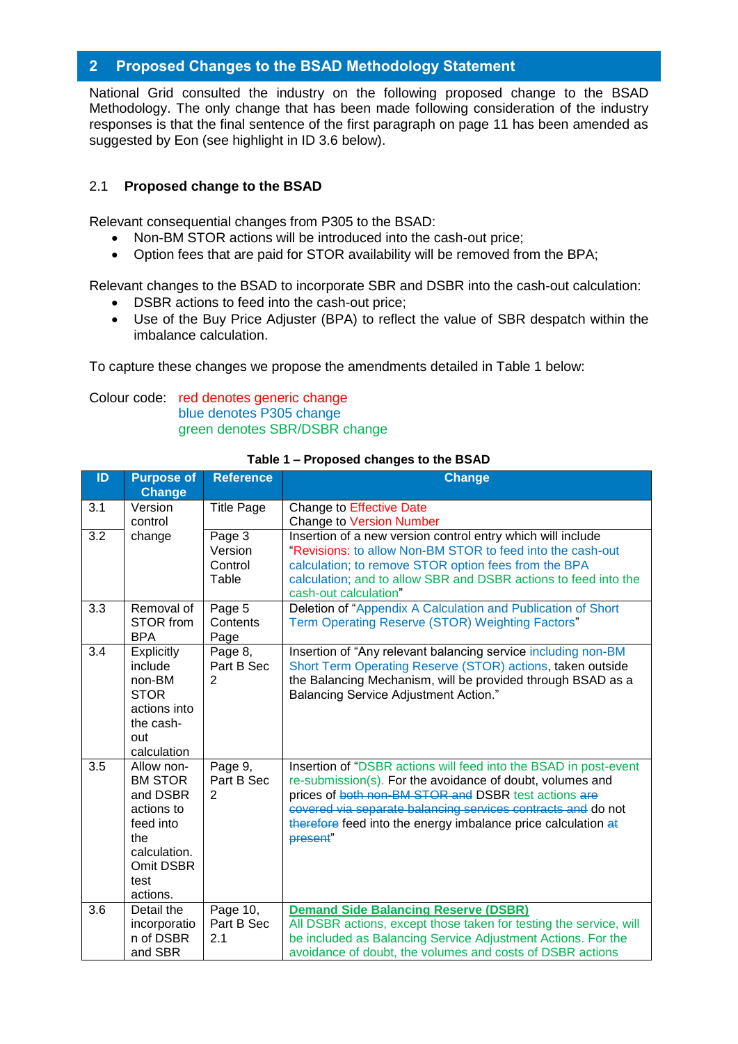## 2 Proposed Changes to the BSAD Methodology Statement

National Grid consulted the industry on the following proposed change to the BSAD Methodology. The only change that has been made following consideration of the industry responses is that the final sentence of the first paragraph on page 11 has been amended as suggested by Eon (see highlight in ID 3.6 below).

### 2.1 Proposed change to the BSAD

Relevant consequential changes from P305 to the BSAD:

- Non-BM STOR actions will be introduced into the cash-out price;
- Option fees that are paid for STOR availability will be removed from the BPA;

Relevant changes to the BSAD to incorporate SBR and DSBR into the cash-out calculation:

- DSBR actions to feed into the cash-out price;
- Use of the Buy Price Adjuster (BPA) to reflect the value of SBR despatch within the imbalance calculation.

To capture these changes we propose the amendments detailed in Table 1 below:

Colour code: red denotes generic change
blue denotes P305 change
green denotes SBR/DSBR change

**Table 1 – Proposed changes to the BSAD**

| ID | Purpose of Change | Reference | Change |
|---|---|---|---|
| 3.1 | Version control change | Title Page | Change to Effective Date<br>Change to Version Number |
| 3.2 | | Page 3 Version Control Table | Insertion of a new version control entry which will include "Revisions: to allow Non-BM STOR to feed into the cash-out calculation; to remove STOR option fees from the BPA calculation; and to allow SBR and DSBR actions to feed into the cash-out calculation" |
| 3.3 | Removal of STOR from BPA | Page 5 Contents Page | Deletion of "Appendix A Calculation and Publication of Short Term Operating Reserve (STOR) Weighting Factors" |
| 3.4 | Explicitly include non-BM STOR actions into the cash-out calculation | Page 8, Part B Sec 2 | Insertion of "Any relevant balancing service including non-BM Short Term Operating Reserve (STOR) actions, taken outside the Balancing Mechanism, will be provided through BSAD as a Balancing Service Adjustment Action." |
| 3.5 | Allow non-BM STOR and DSBR actions to feed into the calculation. Omit DSBR test actions. | Page 9, Part B Sec 2 | Insertion of "DSBR actions will feed into the BSAD in post-event re-submission(s). For the avoidance of doubt, volumes and prices of ~~both non-BM STOR and~~ DSBR test actions ~~are covered via separate balancing services contracts and~~ do not ~~therefore~~ feed into the energy imbalance price calculation ~~at present~~" |
| 3.6 | Detail the incorporation of DSBR and SBR | Page 10, Part B Sec 2.1 | **Demand Side Balancing Reserve (DSBR)**<br>All DSBR actions, except those taken for testing the service, will be included as Balancing Service Adjustment Actions. For the avoidance of doubt, the volumes and costs of DSBR actions |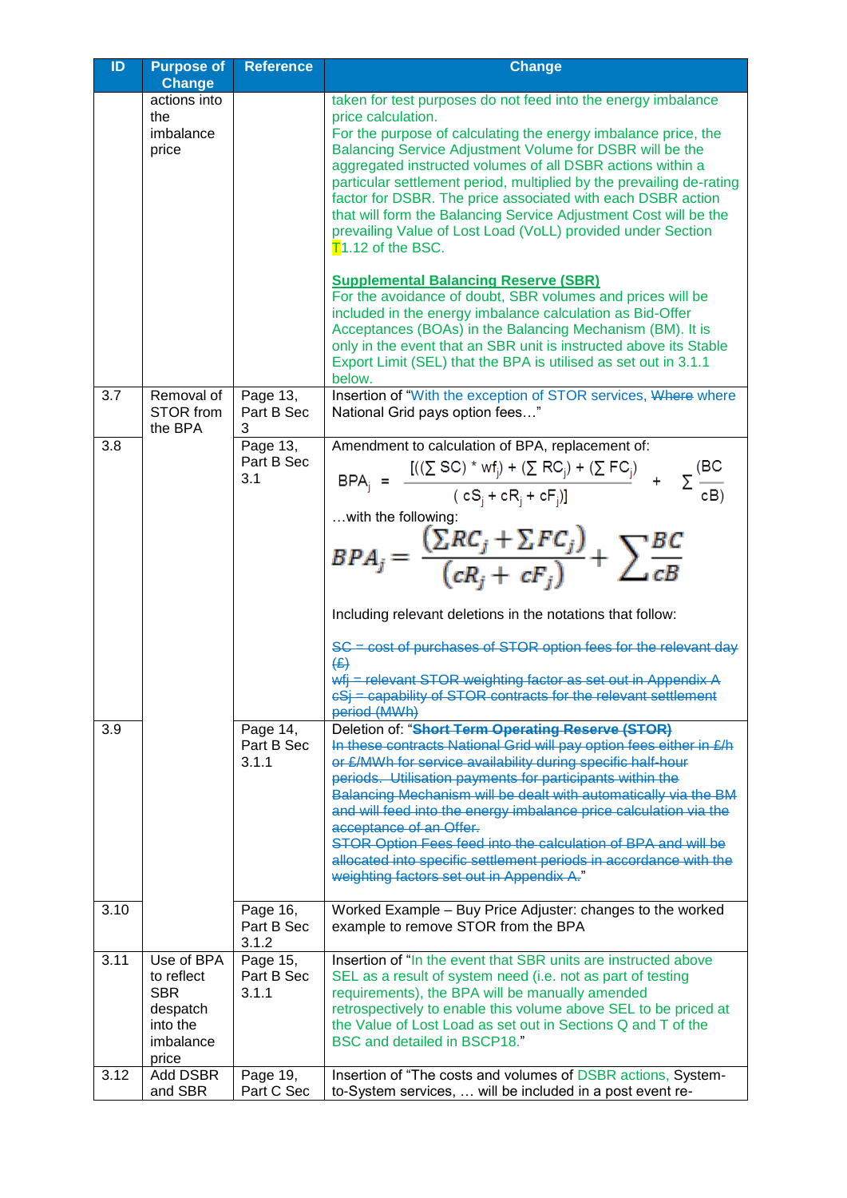| ID | Purpose of Change | Reference | Change |
|---|---|---|---|
| | actions into the imbalance price | | taken for test purposes do not feed into the energy imbalance price calculation.<br>For the purpose of calculating the energy imbalance price, the Balancing Service Adjustment Volume for DSBR will be the aggregated instructed volumes of all DSBR actions within a particular settlement period, multiplied by the prevailing de-rating factor for DSBR. The price associated with each DSBR action that will form the Balancing Service Adjustment Cost will be the prevailing Value of Lost Load (VoLL) provided under Section T1.12 of the BSC.<br><br>**Supplemental Balancing Reserve (SBR)**<br>For the avoidance of doubt, SBR volumes and prices will be included in the energy imbalance calculation as Bid-Offer Acceptances (BOAs) in the Balancing Mechanism (BM). It is only in the event that an SBR unit is instructed above its Stable Export Limit (SEL) that the BPA is utilised as set out in 3.1.1 below. |
| 3.7 | Removal of STOR from the BPA | Page 13, Part B Sec 3 | Insertion of "With the exception of STOR services, ~~Where~~ where National Grid pays option fees…" |
| 3.8 | | Page 13, Part B Sec 3.1 | Amendment to calculation of BPA, replacement of:<br>$BPA_j = \frac{[((\sum SC) * wf_j) + (\sum RC_j) + (\sum FC_j)}{(cS_j + cR_j + cF_j)]} + \sum \frac{(BC}{cB)}$<br>…with the following:<br>$BPA_j = \frac{(\sum RC_j + \sum FC_j)}{(cR_j + cF_j)} + \sum \frac{BC}{cB}$<br><br>Including relevant deletions in the notations that follow:<br><br>~~SC = cost of purchases of STOR option fees for the relevant day (£)~~<br>~~wfj = relevant STOR weighting factor as set out in Appendix A~~<br>~~cSj = capability of STOR contracts for the relevant settlement period (MWh)~~ |
| 3.9 | | Page 14, Part B Sec 3.1.1 | Deletion of: "~~**Short Term Operating Reserve (STOR)**~~<br>~~In these contracts National Grid will pay option fees either in £/h or £/MWh for service availability during specific half-hour periods. Utilisation payments for participants within the Balancing Mechanism will be dealt with automatically via the BM and will feed into the energy imbalance price calculation via the acceptance of an Offer.~~<br>~~STOR Option Fees feed into the calculation of BPA and will be allocated into specific settlement periods in accordance with the weighting factors set out in Appendix A.~~" |
| 3.10 | | Page 16, Part B Sec 3.1.2 | Worked Example – Buy Price Adjuster: changes to the worked example to remove STOR from the BPA |
| 3.11 | Use of BPA to reflect SBR despatch into the imbalance price | Page 15, Part B Sec 3.1.1 | Insertion of "In the event that SBR units are instructed above SEL as a result of system need (i.e. not as part of testing requirements), the BPA will be manually amended retrospectively to enable this volume above SEL to be priced at the Value of Lost Load as set out in Sections Q and T of the BSC and detailed in BSCP18." |
| 3.12 | Add DSBR and SBR | Page 19, Part C Sec | Insertion of "The costs and volumes of DSBR actions, System-to-System services, … will be included in a post event re- |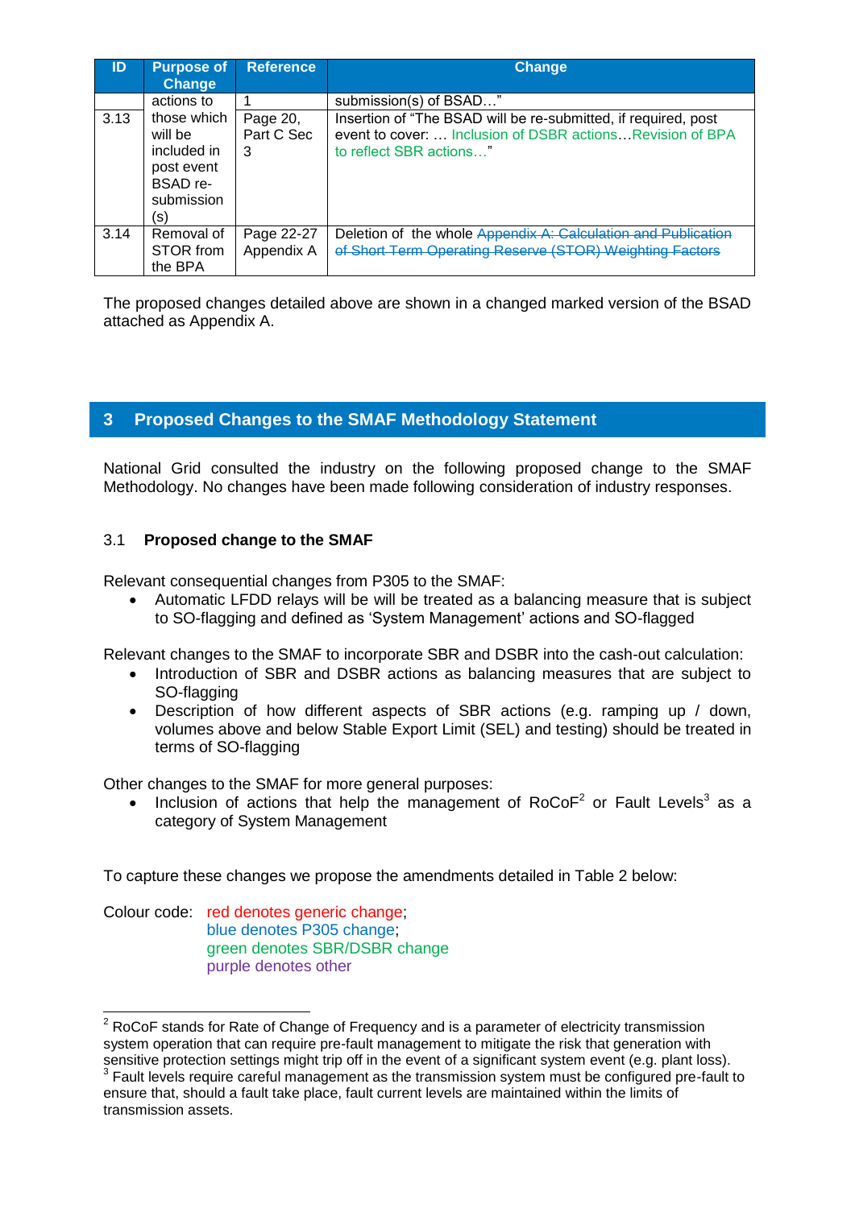| ID | Purpose of Change | Reference | Change |
|---|---|---|---|
| | actions to | 1 | submission(s) of BSAD…" |
| 3.13 | those which will be included in post event BSAD re-submission (s) | Page 20, Part C Sec 3 | Insertion of "The BSAD will be re-submitted, if required, post event to cover: … Inclusion of DSBR actions…Revision of BPA to reflect SBR actions…" |
| 3.14 | Removal of STOR from the BPA | Page 22-27 Appendix A | Deletion of the whole ~~Appendix A: Calculation and Publication of Short Term Operating Reserve (STOR) Weighting Factors~~ |

The proposed changes detailed above are shown in a changed marked version of the BSAD attached as Appendix A.

## 3 Proposed Changes to the SMAF Methodology Statement

National Grid consulted the industry on the following proposed change to the SMAF Methodology. No changes have been made following consideration of industry responses.

### 3.1 Proposed change to the SMAF

Relevant consequential changes from P305 to the SMAF:

- Automatic LFDD relays will be will be treated as a balancing measure that is subject to SO-flagging and defined as 'System Management' actions and SO-flagged

Relevant changes to the SMAF to incorporate SBR and DSBR into the cash-out calculation:

- Introduction of SBR and DSBR actions as balancing measures that are subject to SO-flagging
- Description of how different aspects of SBR actions (e.g. ramping up / down, volumes above and below Stable Export Limit (SEL) and testing) should be treated in terms of SO-flagging

Other changes to the SMAF for more general purposes:

- Inclusion of actions that help the management of RoCoF[2] or Fault Levels[3] as a category of System Management

To capture these changes we propose the amendments detailed in Table 2 below:

Colour code: red denotes generic change;
blue denotes P305 change;
green denotes SBR/DSBR change
purple denotes other

[2] RoCoF stands for Rate of Change of Frequency and is a parameter of electricity transmission system operation that can require pre-fault management to mitigate the risk that generation with sensitive protection settings might trip off in the event of a significant system event (e.g. plant loss).

[3] Fault levels require careful management as the transmission system must be configured pre-fault to ensure that, should a fault take place, fault current levels are maintained within the limits of transmission assets.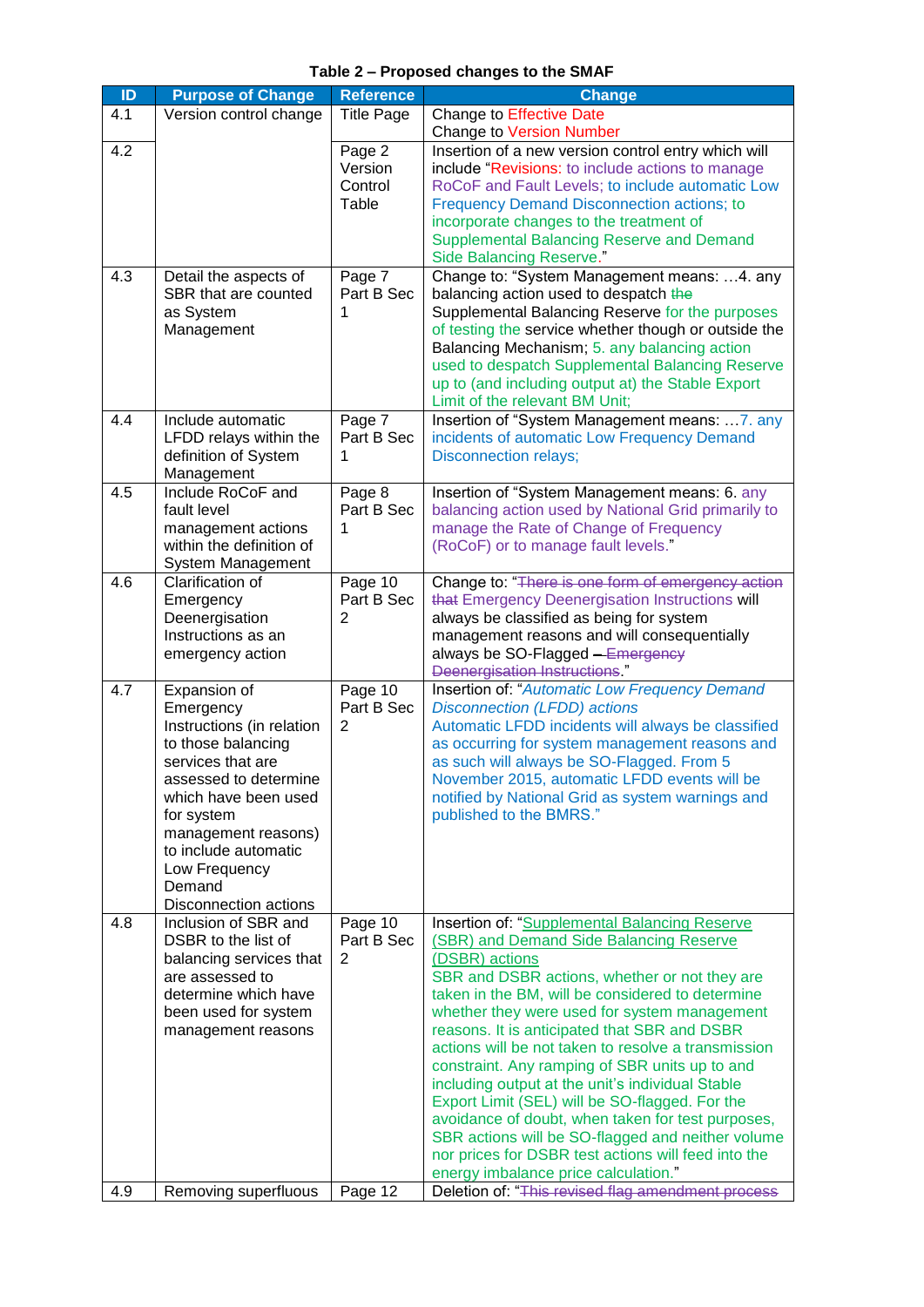**Table 2 – Proposed changes to the SMAF**

| ID | Purpose of Change | Reference | Change |
|---|---|---|---|
| 4.1 | Version control change | Title Page | Change to Effective Date<br>Change to Version Number |
| 4.2 | | Page 2 Version Control Table | Insertion of a new version control entry which will include "Revisions: to include actions to manage RoCoF and Fault Levels; to include automatic Low Frequency Demand Disconnection actions; to incorporate changes to the treatment of Supplemental Balancing Reserve and Demand Side Balancing Reserve." |
| 4.3 | Detail the aspects of SBR that are counted as System Management | Page 7 Part B Sec 1 | Change to: "System Management means: …4. any balancing action used to despatch ~~the~~ Supplemental Balancing Reserve for the purposes of testing the service whether though or outside the Balancing Mechanism; 5. any balancing action used to despatch Supplemental Balancing Reserve up to (and including output at) the Stable Export Limit of the relevant BM Unit; |
| 4.4 | Include automatic LFDD relays within the definition of System Management | Page 7 Part B Sec 1 | Insertion of "System Management means: …7. any incidents of automatic Low Frequency Demand Disconnection relays; |
| 4.5 | Include RoCoF and fault level management actions within the definition of System Management | Page 8 Part B Sec 1 | Insertion of "System Management means: 6. any balancing action used by National Grid primarily to manage the Rate of Change of Frequency (RoCoF) or to manage fault levels." |
| 4.6 | Clarification of Emergency Deenergisation Instructions as an emergency action | Page 10 Part B Sec 2 | Change to: "~~There is one form of emergency action that~~ Emergency Deenergisation Instructions will always be classified as being for system management reasons and will consequentially always be SO-Flagged ~~– Emergency Deenergisation Instructions~~." |
| 4.7 | Expansion of Emergency Instructions (in relation to those balancing services that are assessed to determine which have been used for system management reasons) to include automatic Low Frequency Demand Disconnection actions | Page 10 Part B Sec 2 | Insertion of: "*Automatic Low Frequency Demand Disconnection (LFDD) actions*<br>Automatic LFDD incidents will always be classified as occurring for system management reasons and as such will always be SO-Flagged. From 5 November 2015, automatic LFDD events will be notified by National Grid as system warnings and published to the BMRS." |
| 4.8 | Inclusion of SBR and DSBR to the list of balancing services that are assessed to determine which have been used for system management reasons | Page 10 Part B Sec 2 | Insertion of: "<u>Supplemental Balancing Reserve (SBR) and Demand Side Balancing Reserve (DSBR) actions</u><br>SBR and DSBR actions, whether or not they are taken in the BM, will be considered to determine whether they were used for system management reasons. It is anticipated that SBR and DSBR actions will be not taken to resolve a transmission constraint. Any ramping of SBR units up to and including output at the unit's individual Stable Export Limit (SEL) will be SO-flagged. For the avoidance of doubt, when taken for test purposes, SBR actions will be SO-flagged and neither volume nor prices for DSBR test actions will feed into the energy imbalance price calculation." |
| 4.9 | Removing superfluous | Page 12 | Deletion of: "~~This revised flag amendment process~~ |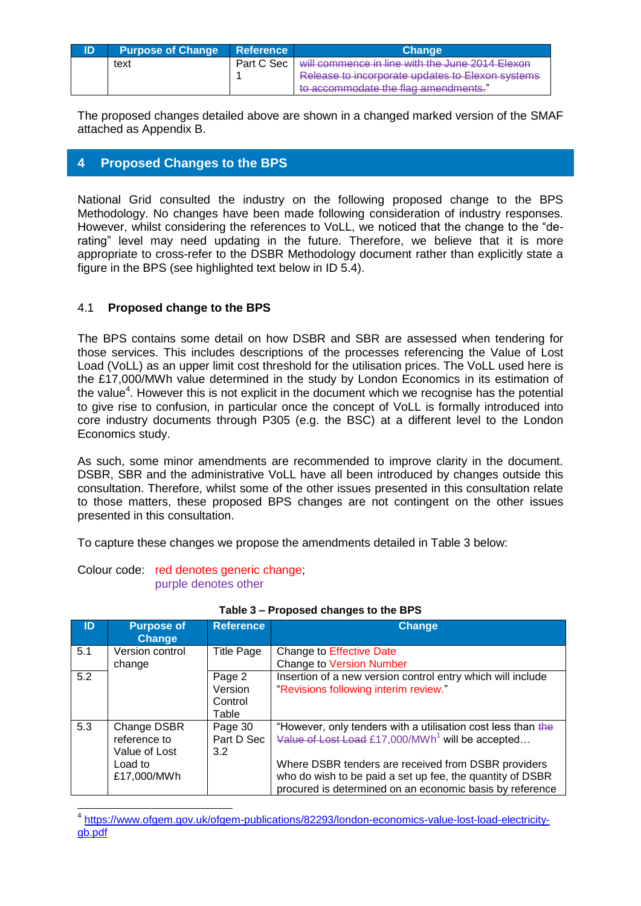| ID | Purpose of Change | Reference | Change |
|---|---|---|---|
| | text | Part C Sec 1 | ~~will commence in line with the June 2014 Elexon Release to incorporate updates to Elexon systems to accommodate the flag amendments.~~" |

The proposed changes detailed above are shown in a changed marked version of the SMAF attached as Appendix B.

## 4 Proposed Changes to the BPS

National Grid consulted the industry on the following proposed change to the BPS Methodology. No changes have been made following consideration of industry responses. However, whilst considering the references to VoLL, we noticed that the change to the "de-rating" level may need updating in the future. Therefore, we believe that it is more appropriate to cross-refer to the DSBR Methodology document rather than explicitly state a figure in the BPS (see highlighted text below in ID 5.4).

### 4.1 Proposed change to the BPS

The BPS contains some detail on how DSBR and SBR are assessed when tendering for those services. This includes descriptions of the processes referencing the Value of Lost Load (VoLL) as an upper limit cost threshold for the utilisation prices. The VoLL used here is the £17,000/MWh value determined in the study by London Economics in its estimation of the value[4]. However this is not explicit in the document which we recognise has the potential to give rise to confusion, in particular once the concept of VoLL is formally introduced into core industry documents through P305 (e.g. the BSC) at a different level to the London Economics study.

As such, some minor amendments are recommended to improve clarity in the document. DSBR, SBR and the administrative VoLL have all been introduced by changes outside this consultation. Therefore, whilst some of the other issues presented in this consultation relate to those matters, these proposed BPS changes are not contingent on the other issues presented in this consultation.

To capture these changes we propose the amendments detailed in Table 3 below:

Colour code: red denotes generic change; purple denotes other

**Table 3 – Proposed changes to the BPS**

| ID | Purpose of Change | Reference | Change |
|---|---|---|---|
| 5.1 | Version control change | Title Page | Change to Effective Date<br>Change to Version Number |
| 5.2 | | Page 2 Version Control Table | Insertion of a new version control entry which will include "Revisions following interim review." |
| 5.3 | Change DSBR reference to Value of Lost Load to £17,000/MWh | Page 30 Part D Sec 3.2 | "However, only tenders with a utilisation cost less than ~~the Value of Lost Load~~ £17,000/MWh[1] will be accepted…<br><br>Where DSBR tenders are received from DSBR providers who do wish to be paid a set up fee, the quantity of DSBR procured is determined on an economic basis by reference |

[4] https://www.ofgem.gov.uk/ofgem-publications/82293/london-economics-value-lost-load-electricity-gb.pdf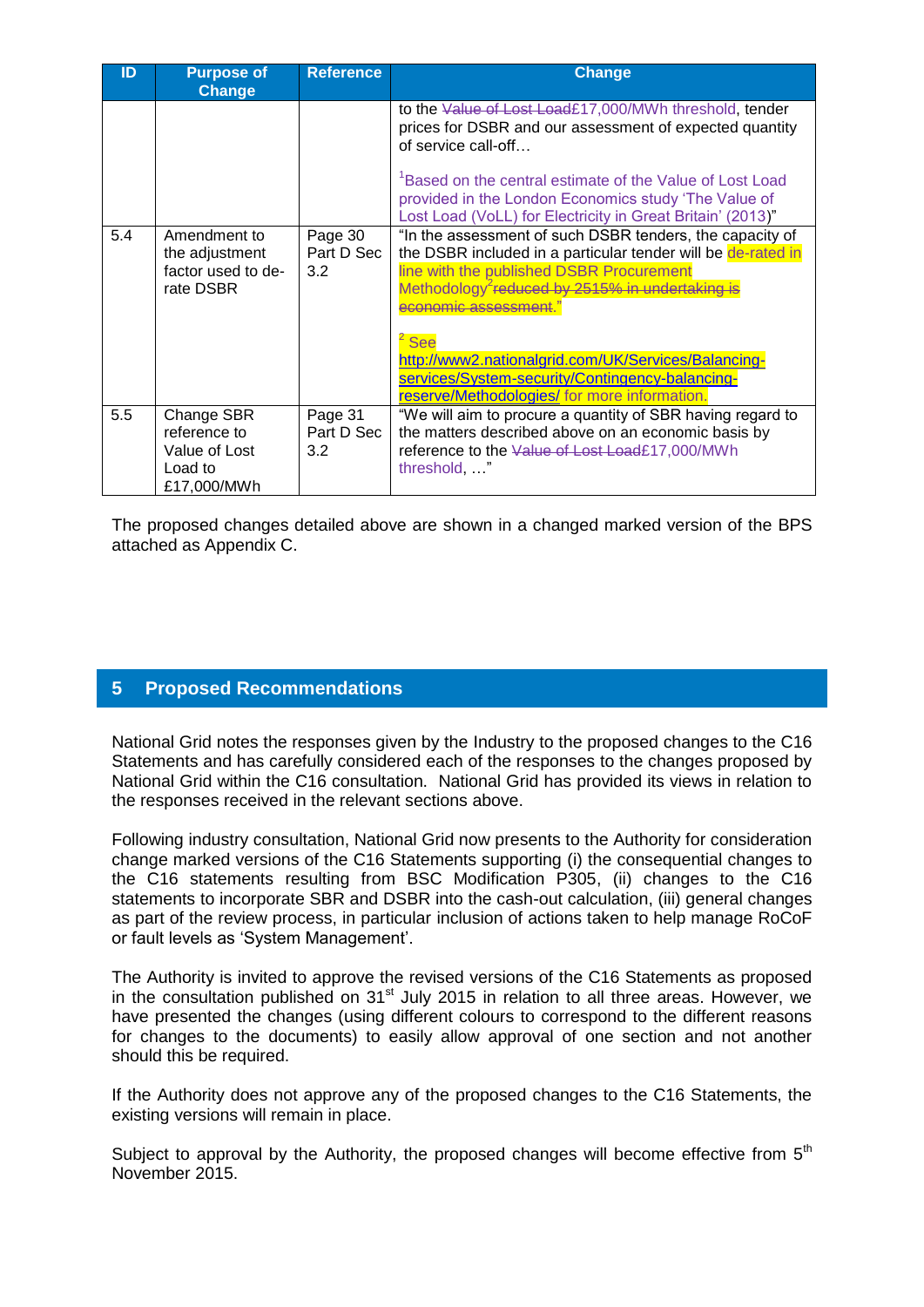| ID | Purpose of Change | Reference | Change |
|---|---|---|---|
| | | | to the ~~Value of Lost Load~~£17,000/MWh threshold, tender prices for DSBR and our assessment of expected quantity of service call-off… [1]Based on the central estimate of the Value of Lost Load provided in the London Economics study 'The Value of Lost Load (VoLL) for Electricity in Great Britain' (2013)" |
| 5.4 | Amendment to the adjustment factor used to de-rate DSBR | Page 30 Part D Sec 3.2 | "In the assessment of such DSBR tenders, the capacity of the DSBR included in a particular tender will be de-rated in line with the published DSBR Procurement Methodology[2] ~~reduced by 2515% in undertaking is economic assessment~~." [2] See http://www2.nationalgrid.com/UK/Services/Balancing-services/System-security/Contingency-balancing-reserve/Methodologies/ for more information. |
| 5.5 | Change SBR reference to Value of Lost Load to £17,000/MWh | Page 31 Part D Sec 3.2 | "We will aim to procure a quantity of SBR having regard to the matters described above on an economic basis by reference to the ~~Value of Lost Load~~£17,000/MWh threshold, …" |

The proposed changes detailed above are shown in a changed marked version of the BPS attached as Appendix C.

## 5 Proposed Recommendations

National Grid notes the responses given by the Industry to the proposed changes to the C16 Statements and has carefully considered each of the responses to the changes proposed by National Grid within the C16 consultation. National Grid has provided its views in relation to the responses received in the relevant sections above.

Following industry consultation, National Grid now presents to the Authority for consideration change marked versions of the C16 Statements supporting (i) the consequential changes to the C16 statements resulting from BSC Modification P305, (ii) changes to the C16 statements to incorporate SBR and DSBR into the cash-out calculation, (iii) general changes as part of the review process, in particular inclusion of actions taken to help manage RoCoF or fault levels as 'System Management'.

The Authority is invited to approve the revised versions of the C16 Statements as proposed in the consultation published on 31st July 2015 in relation to all three areas. However, we have presented the changes (using different colours to correspond to the different reasons for changes to the documents) to easily allow approval of one section and not another should this be required.

If the Authority does not approve any of the proposed changes to the C16 Statements, the existing versions will remain in place.

Subject to approval by the Authority, the proposed changes will become effective from 5th November 2015.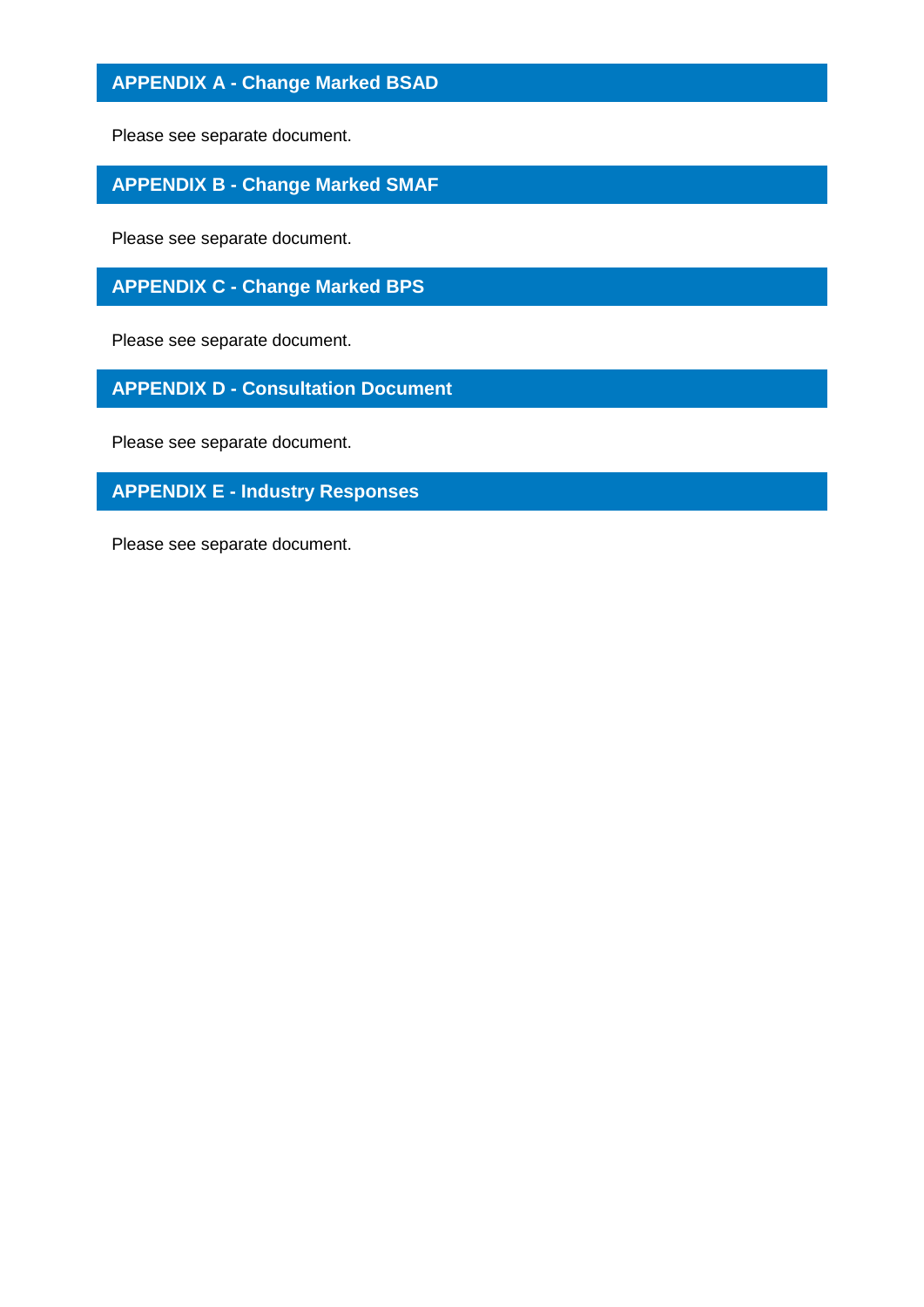## APPENDIX A - Change Marked BSAD

Please see separate document.

## APPENDIX B - Change Marked SMAF

Please see separate document.

## APPENDIX C - Change Marked BPS

Please see separate document.

## APPENDIX D - Consultation Document

Please see separate document.

## APPENDIX E - Industry Responses

Please see separate document.